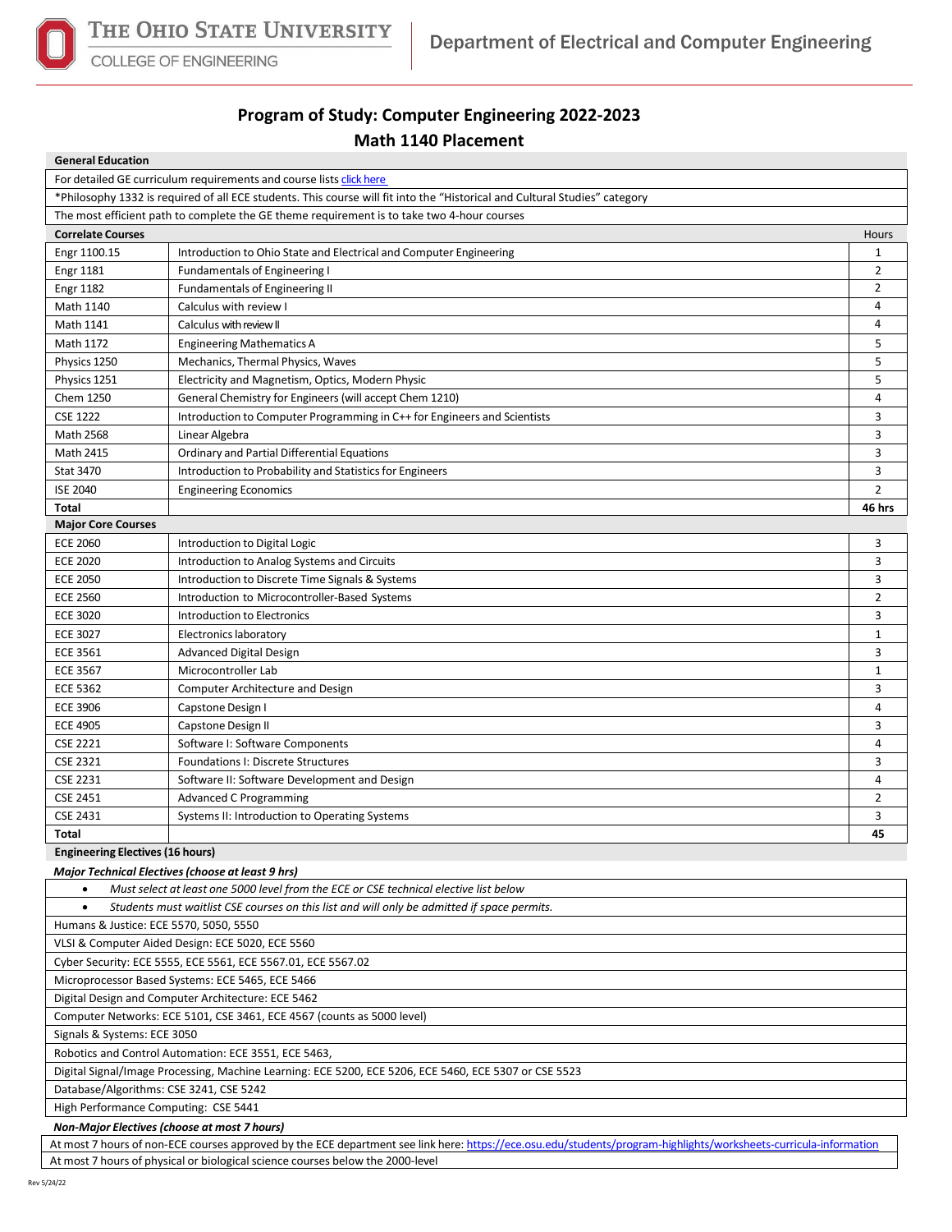# Program of Study: Computer Engineering 2022-2023

## Math 1140 Placement

**General Education**

For detailed GE curriculum requirements and course lists click here

*Philosophy 1332 is required of all ECE students. This course will fit into the "Historical and Cultural Studies" category

The most efficient path to complete the GE theme requirement is to take two 4-hour courses

| **Correlate Courses** | | Hours |
|---|---|---|
| Engr 1100.15 | Introduction to Ohio State and Electrical and Computer Engineering | 1 |
| Engr 1181 | Fundamentals of Engineering I | 2 |
| Engr 1182 | Fundamentals of Engineering II | 2 |
| Math 1140 | Calculus with review I | 4 |
| Math 1141 | Calculus with review II | 4 |
| Math 1172 | Engineering Mathematics A | 5 |
| Physics 1250 | Mechanics, Thermal Physics, Waves | 5 |
| Physics 1251 | Electricity and Magnetism, Optics, Modern Physic | 5 |
| Chem 1250 | General Chemistry for Engineers (will accept Chem 1210) | 4 |
| CSE 1222 | Introduction to Computer Programming in C++ for Engineers and Scientists | 3 |
| Math 2568 | Linear Algebra | 3 |
| Math 2415 | Ordinary and Partial Differential Equations | 3 |
| Stat 3470 | Introduction to Probability and Statistics for Engineers | 3 |
| ISE 2040 | Engineering Economics | 2 |
| **Total** | | **46 hrs** |

| **Major Core Courses** | | |
|---|---|---|
| ECE 2060 | Introduction to Digital Logic | 3 |
| ECE 2020 | Introduction to Analog Systems and Circuits | 3 |
| ECE 2050 | Introduction to Discrete Time Signals & Systems | 3 |
| ECE 2560 | Introduction to Microcontroller-Based Systems | 2 |
| ECE 3020 | Introduction to Electronics | 3 |
| ECE 3027 | Electronics laboratory | 1 |
| ECE 3561 | Advanced Digital Design | 3 |
| ECE 3567 | Microcontroller Lab | 1 |
| ECE 5362 | Computer Architecture and Design | 3 |
| ECE 3906 | Capstone Design I | 4 |
| ECE 4905 | Capstone Design II | 3 |
| CSE 2221 | Software I: Software Components | 4 |
| CSE 2321 | Foundations I: Discrete Structures | 3 |
| CSE 2231 | Software II: Software Development and Design | 4 |
| CSE 2451 | Advanced C Programming | 2 |
| CSE 2431 | Systems II: Introduction to Operating Systems | 3 |
| **Total** | | **45** |

**Engineering Electives (16 hours)**

***Major Technical Electives (choose at least 9 hrs)***

- *Must select at least one 5000 level from the ECE or CSE technical elective list below*
- *Students must waitlist CSE courses on this list and will only be admitted if space permits.*

Humans & Justice: ECE 5570, 5050, 5550

VLSI & Computer Aided Design: ECE 5020, ECE 5560

Cyber Security: ECE 5555, ECE 5561, ECE 5567.01, ECE 5567.02

Microprocessor Based Systems: ECE 5465, ECE 5466

Digital Design and Computer Architecture: ECE 5462

Computer Networks: ECE 5101, CSE 3461, ECE 4567 (counts as 5000 level)

Signals & Systems: ECE 3050

Robotics and Control Automation: ECE 3551, ECE 5463,

Digital Signal/Image Processing, Machine Learning: ECE 5200, ECE 5206, ECE 5460, ECE 5307 or CSE 5523

Database/Algorithms: CSE 3241, CSE 5242

High Performance Computing: CSE 5441

***Non-Major Electives (choose at most 7 hours)***

At most 7 hours of non-ECE courses approved by the ECE department see link here: https://ece.osu.edu/students/program-highlights/worksheets-curricula-information

At most 7 hours of physical or biological science courses below the 2000-level

Rev 5/24/22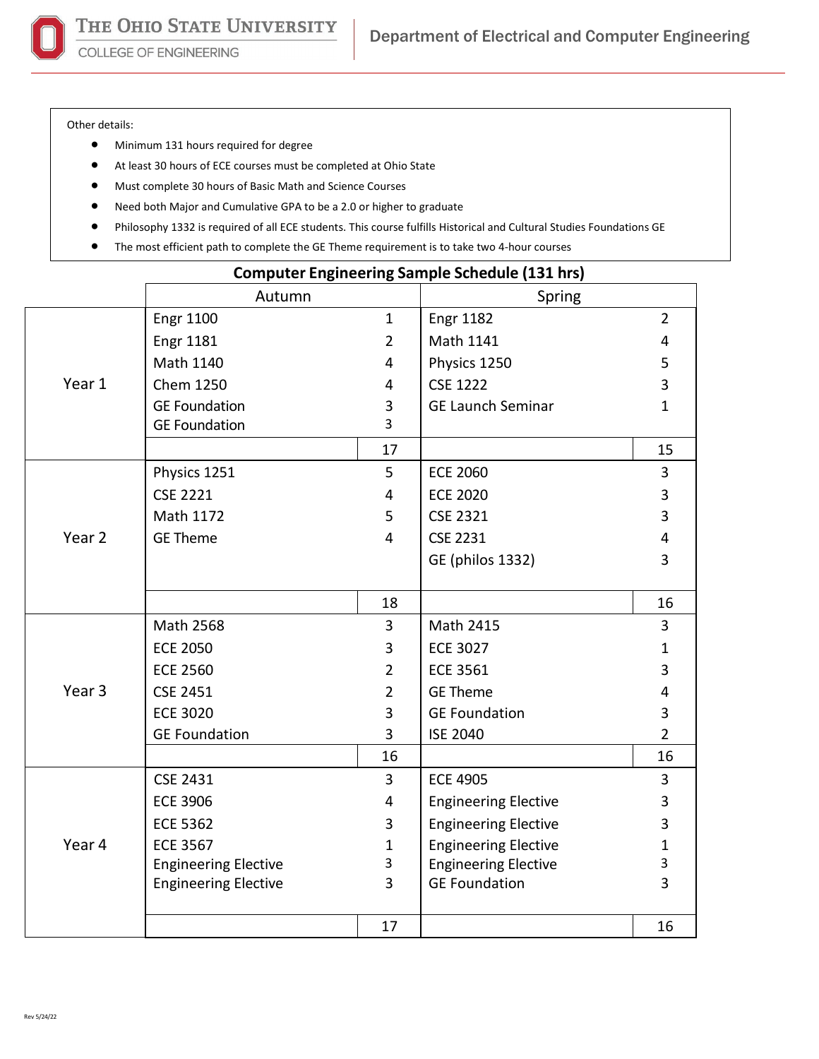Other details:

- Minimum 131 hours required for degree
- At least 30 hours of ECE courses must be completed at Ohio State
- Must complete 30 hours of Basic Math and Science Courses
- Need both Major and Cumulative GPA to be a 2.0 or higher to graduate
- Philosophy 1332 is required of all ECE students. This course fulfills Historical and Cultural Studies Foundations GE
- The most efficient path to complete the GE Theme requirement is to take two 4-hour courses

## Computer Engineering Sample Schedule (131 hrs)

| | Autumn | | Spring | |
|---|---|---|---|---|
| Year 1 | Engr 1100 | 1 | Engr 1182 | 2 |
| | Engr 1181 | 2 | Math 1141 | 4 |
| | Math 1140 | 4 | Physics 1250 | 5 |
| | Chem 1250 | 4 | CSE 1222 | 3 |
| | GE Foundation | 3 | GE Launch Seminar | 1 |
| | GE Foundation | 3 | | |
| | | 17 | | 15 |
| Year 2 | Physics 1251 | 5 | ECE 2060 | 3 |
| | CSE 2221 | 4 | ECE 2020 | 3 |
| | Math 1172 | 5 | CSE 2321 | 3 |
| | GE Theme | 4 | CSE 2231 | 4 |
| | | | GE (philos 1332) | 3 |
| | | 18 | | 16 |
| Year 3 | Math 2568 | 3 | Math 2415 | 3 |
| | ECE 2050 | 3 | ECE 3027 | 1 |
| | ECE 2560 | 2 | ECE 3561 | 3 |
| | CSE 2451 | 2 | GE Theme | 4 |
| | ECE 3020 | 3 | GE Foundation | 3 |
| | GE Foundation | 3 | ISE 2040 | 2 |
| | | 16 | | 16 |
| Year 4 | CSE 2431 | 3 | ECE 4905 | 3 |
| | ECE 3906 | 4 | Engineering Elective | 3 |
| | ECE 5362 | 3 | Engineering Elective | 3 |
| | ECE 3567 | 1 | Engineering Elective | 1 |
| | Engineering Elective | 3 | Engineering Elective | 3 |
| | Engineering Elective | 3 | GE Foundation | 3 |
| | | 17 | | 16 |

Rev 5/24/22